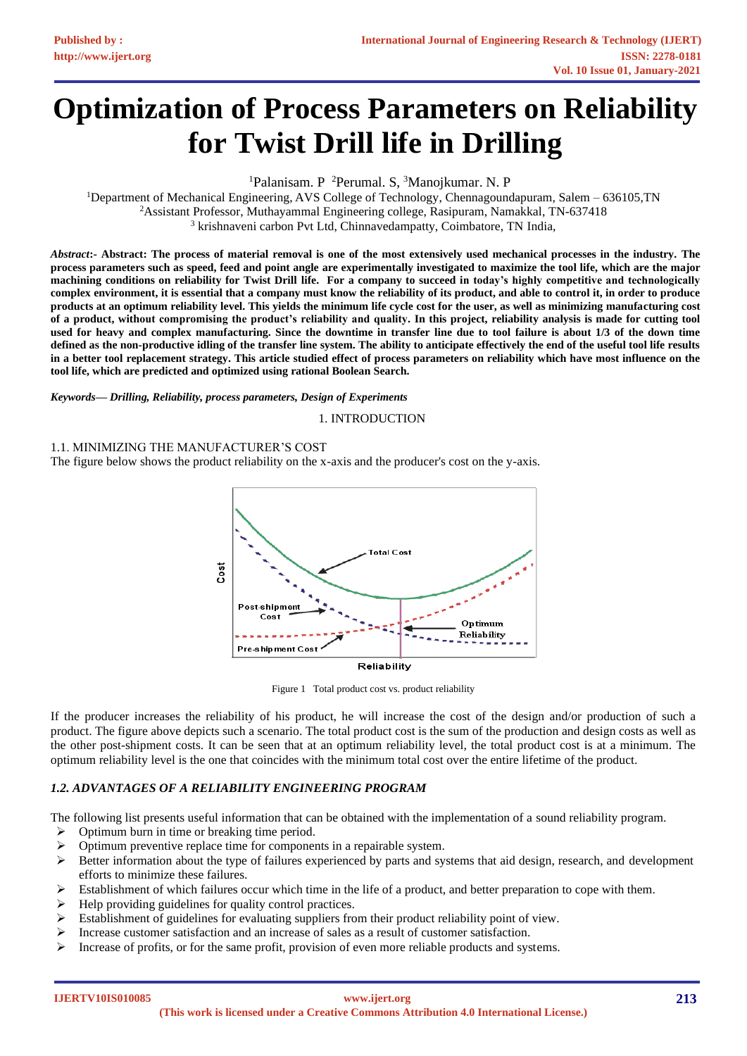# Optimization of Process Parameters on Reliability for Twist Drill life in Drilling

[1]Palanisam. P [2]Perumal. S, [3]Manojkumar. N. P

[1]Department of Mechanical Engineering, AVS College of Technology, Chennagoundapuram, Salem – 636105,TN
[2]Assistant Professor, Muthayammal Engineering college, Rasipuram, Namakkal, TN-637418
[3] krishnaveni carbon Pvt Ltd, Chinnavedampatty, Coimbatore, TN India,

***Abstract*:- Abstract: The process of material removal is one of the most extensively used mechanical processes in the industry. The process parameters such as speed, feed and point angle are experimentally investigated to maximize the tool life, which are the major machining conditions on reliability for Twist Drill life. For a company to succeed in today's highly competitive and technologically complex environment, it is essential that a company must know the reliability of its product, and able to control it, in order to produce products at an optimum reliability level. This yields the minimum life cycle cost for the user, as well as minimizing manufacturing cost of a product, without compromising the product's reliability and quality. In this project, reliability analysis is made for cutting tool used for heavy and complex manufacturing. Since the downtime in transfer line due to tool failure is about 1/3 of the down time defined as the non-productive idling of the transfer line system. The ability to anticipate effectively the end of the useful tool life results in a better tool replacement strategy. This article studied effect of process parameters on reliability which have most influence on the tool life, which are predicted and optimized using rational Boolean Search.**

***Keywords— Drilling, Reliability, process parameters, Design of Experiments***

## 1. INTRODUCTION

### 1.1. MINIMIZING THE MANUFACTURER'S COST

The figure below shows the product reliability on the x-axis and the producer's cost on the y-axis.

Figure 1 Total product cost vs. product reliability

If the producer increases the reliability of his product, he will increase the cost of the design and/or production of such a product. The figure above depicts such a scenario. The total product cost is the sum of the production and design costs as well as the other post-shipment costs. It can be seen that at an optimum reliability level, the total product cost is at a minimum. The optimum reliability level is the one that coincides with the minimum total cost over the entire lifetime of the product.

### *1.2. ADVANTAGES OF A RELIABILITY ENGINEERING PROGRAM*

The following list presents useful information that can be obtained with the implementation of a sound reliability program.

- Optimum burn in time or breaking time period.
- Optimum preventive replace time for components in a repairable system.
- Better information about the type of failures experienced by parts and systems that aid design, research, and development efforts to minimize these failures.
- Establishment of which failures occur which time in the life of a product, and better preparation to cope with them.
- Help providing guidelines for quality control practices.
- Establishment of guidelines for evaluating suppliers from their product reliability point of view.
- Increase customer satisfaction and an increase of sales as a result of customer satisfaction.
- Increase of profits, or for the same profit, provision of even more reliable products and systems.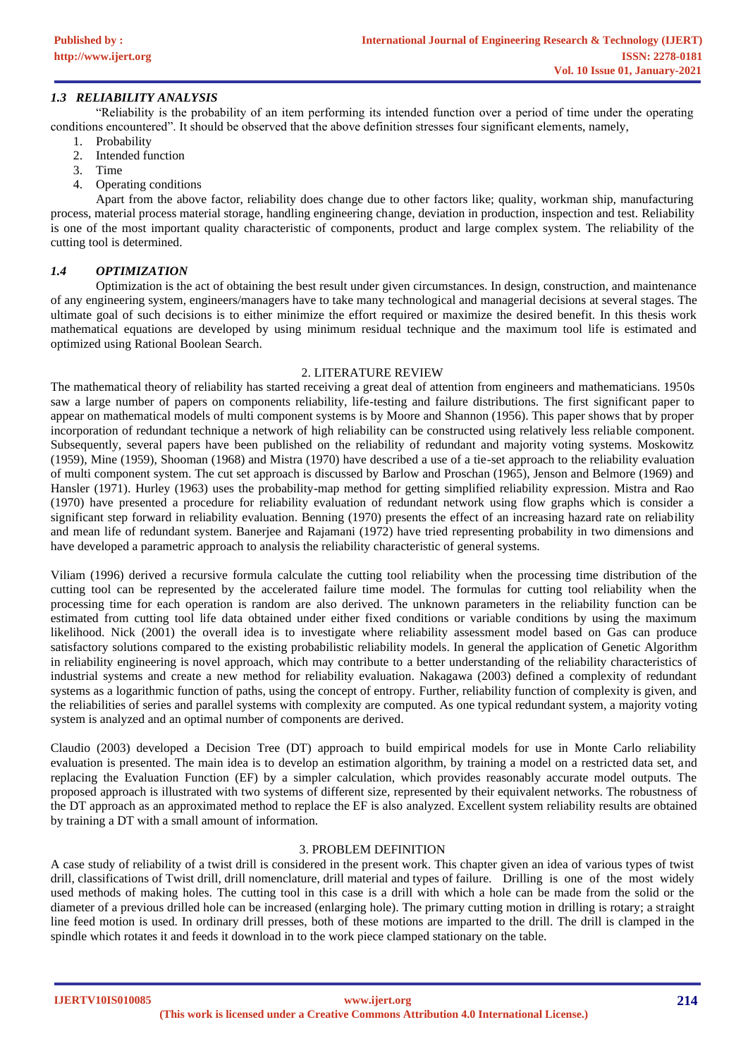### *1.3 RELIABILITY ANALYSIS*

"Reliability is the probability of an item performing its intended function over a period of time under the operating conditions encountered". It should be observed that the above definition stresses four significant elements, namely,

1. Probability
2. Intended function
3. Time
4. Operating conditions

Apart from the above factor, reliability does change due to other factors like; quality, workman ship, manufacturing process, material process material storage, handling engineering change, deviation in production, inspection and test. Reliability is one of the most important quality characteristic of components, product and large complex system. The reliability of the cutting tool is determined.

### *1.4 OPTIMIZATION*

Optimization is the act of obtaining the best result under given circumstances. In design, construction, and maintenance of any engineering system, engineers/managers have to take many technological and managerial decisions at several stages. The ultimate goal of such decisions is to either minimize the effort required or maximize the desired benefit. In this thesis work mathematical equations are developed by using minimum residual technique and the maximum tool life is estimated and optimized using Rational Boolean Search.

## 2. LITERATURE REVIEW

The mathematical theory of reliability has started receiving a great deal of attention from engineers and mathematicians. 1950s saw a large number of papers on components reliability, life-testing and failure distributions. The first significant paper to appear on mathematical models of multi component systems is by Moore and Shannon (1956). This paper shows that by proper incorporation of redundant technique a network of high reliability can be constructed using relatively less reliable component. Subsequently, several papers have been published on the reliability of redundant and majority voting systems. Moskowitz (1959), Mine (1959), Shooman (1968) and Mistra (1970) have described a use of a tie-set approach to the reliability evaluation of multi component system. The cut set approach is discussed by Barlow and Proschan (1965), Jenson and Belmore (1969) and Hansler (1971). Hurley (1963) uses the probability-map method for getting simplified reliability expression. Mistra and Rao (1970) have presented a procedure for reliability evaluation of redundant network using flow graphs which is consider a significant step forward in reliability evaluation. Benning (1970) presents the effect of an increasing hazard rate on reliability and mean life of redundant system. Banerjee and Rajamani (1972) have tried representing probability in two dimensions and have developed a parametric approach to analysis the reliability characteristic of general systems.

Viliam (1996) derived a recursive formula calculate the cutting tool reliability when the processing time distribution of the cutting tool can be represented by the accelerated failure time model. The formulas for cutting tool reliability when the processing time for each operation is random are also derived. The unknown parameters in the reliability function can be estimated from cutting tool life data obtained under either fixed conditions or variable conditions by using the maximum likelihood. Nick (2001) the overall idea is to investigate where reliability assessment model based on Gas can produce satisfactory solutions compared to the existing probabilistic reliability models. In general the application of Genetic Algorithm in reliability engineering is novel approach, which may contribute to a better understanding of the reliability characteristics of industrial systems and create a new method for reliability evaluation. Nakagawa (2003) defined a complexity of redundant systems as a logarithmic function of paths, using the concept of entropy. Further, reliability function of complexity is given, and the reliabilities of series and parallel systems with complexity are computed. As one typical redundant system, a majority voting system is analyzed and an optimal number of components are derived.

Claudio (2003) developed a Decision Tree (DT) approach to build empirical models for use in Monte Carlo reliability evaluation is presented. The main idea is to develop an estimation algorithm, by training a model on a restricted data set, and replacing the Evaluation Function (EF) by a simpler calculation, which provides reasonably accurate model outputs. The proposed approach is illustrated with two systems of different size, represented by their equivalent networks. The robustness of the DT approach as an approximated method to replace the EF is also analyzed. Excellent system reliability results are obtained by training a DT with a small amount of information.

## 3. PROBLEM DEFINITION

A case study of reliability of a twist drill is considered in the present work. This chapter given an idea of various types of twist drill, classifications of Twist drill, drill nomenclature, drill material and types of failure. Drilling is one of the most widely used methods of making holes. The cutting tool in this case is a drill with which a hole can be made from the solid or the diameter of a previous drilled hole can be increased (enlarging hole). The primary cutting motion in drilling is rotary; a straight line feed motion is used. In ordinary drill presses, both of these motions are imparted to the drill. The drill is clamped in the spindle which rotates it and feeds it download in to the work piece clamped stationary on the table.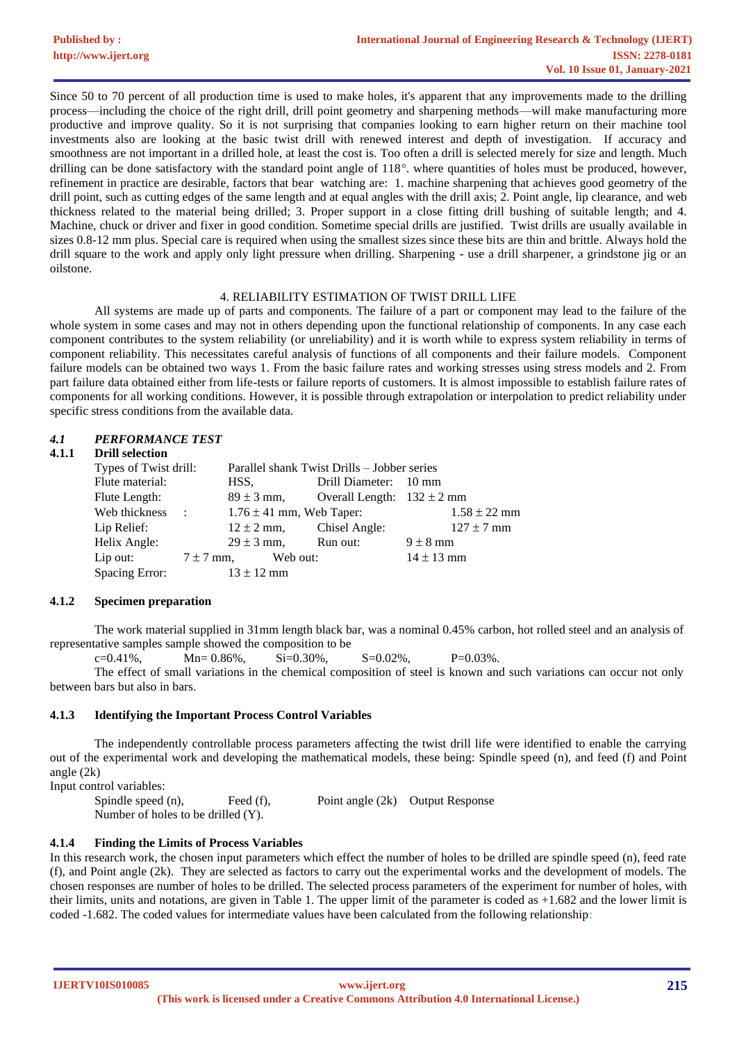Since 50 to 70 percent of all production time is used to make holes, it's apparent that any improvements made to the drilling process—including the choice of the right drill, drill point geometry and sharpening methods—will make manufacturing more productive and improve quality. So it is not surprising that companies looking to earn higher return on their machine tool investments also are looking at the basic twist drill with renewed interest and depth of investigation. If accuracy and smoothness are not important in a drilled hole, at least the cost is. Too often a drill is selected merely for size and length. Much drilling can be done satisfactory with the standard point angle of 118°. where quantities of holes must be produced, however, refinement in practice are desirable, factors that bear watching are: 1. machine sharpening that achieves good geometry of the drill point, such as cutting edges of the same length and at equal angles with the drill axis; 2. Point angle, lip clearance, and web thickness related to the material being drilled; 3. Proper support in a close fitting drill bushing of suitable length; and 4. Machine, chuck or driver and fixer in good condition. Sometime special drills are justified. Twist drills are usually available in sizes 0.8-12 mm plus. Special care is required when using the smallest sizes since these bits are thin and brittle. Always hold the drill square to the work and apply only light pressure when drilling. Sharpening - use a drill sharpener, a grindstone jig or an oilstone.

## 4. RELIABILITY ESTIMATION OF TWIST DRILL LIFE

All systems are made up of parts and components. The failure of a part or component may lead to the failure of the whole system in some cases and may not in others depending upon the functional relationship of components. In any case each component contributes to the system reliability (or unreliability) and it is worth while to express system reliability in terms of component reliability. This necessitates careful analysis of functions of all components and their failure models. Component failure models can be obtained two ways 1. From the basic failure rates and working stresses using stress models and 2. From part failure data obtained either from life-tests or failure reports of customers. It is almost impossible to establish failure rates of components for all working conditions. However, it is possible through extrapolation or interpolation to predict reliability under specific stress conditions from the available data.

### *4.1 PERFORMANCE TEST*

#### 4.1.1 Drill selection

Types of Twist drill: Parallel shank Twist Drills – Jobber series

Flute material: HSS, Drill Diameter: 10 mm

Flute Length: $89 \pm 3$ mm, Overall Length: $132 \pm 2$ mm

Web thickness : $1.76 \pm 41$ mm, Web Taper: $1.58 \pm 22$ mm

Lip Relief: $12 \pm 2$ mm, Chisel Angle: $127 \pm 7$ mm

Helix Angle: $29 \pm 3$ mm, Run out: $9 \pm 8$ mm

Lip out: $7 \pm 7$ mm, Web out: $14 \pm 13$ mm

Spacing Error: $13 \pm 12$ mm

#### 4.1.2 Specimen preparation

The work material supplied in 31mm length black bar, was a nominal 0.45% carbon, hot rolled steel and an analysis of representative samples sample showed the composition to be

c=0.41%, Mn= 0.86%, Si=0.30%, S=0.02%, P=0.03%.

The effect of small variations in the chemical composition of steel is known and such variations can occur not only between bars but also in bars.

#### 4.1.3 Identifying the Important Process Control Variables

The independently controllable process parameters affecting the twist drill life were identified to enable the carrying out of the experimental work and developing the mathematical models, these being: Spindle speed (n), and feed (f) and Point angle (2k)

Input control variables:

Spindle speed (n), Feed (f), Point angle (2k) Output Response

Number of holes to be drilled (Y).

#### 4.1.4 Finding the Limits of Process Variables

In this research work, the chosen input parameters which effect the number of holes to be drilled are spindle speed (n), feed rate (f), and Point angle (2k). They are selected as factors to carry out the experimental works and the development of models. The chosen responses are number of holes to be drilled. The selected process parameters of the experiment for number of holes, with their limits, units and notations, are given in Table 1. The upper limit of the parameter is coded as +1.682 and the lower limit is coded -1.682. The coded values for intermediate values have been calculated from the following relationship: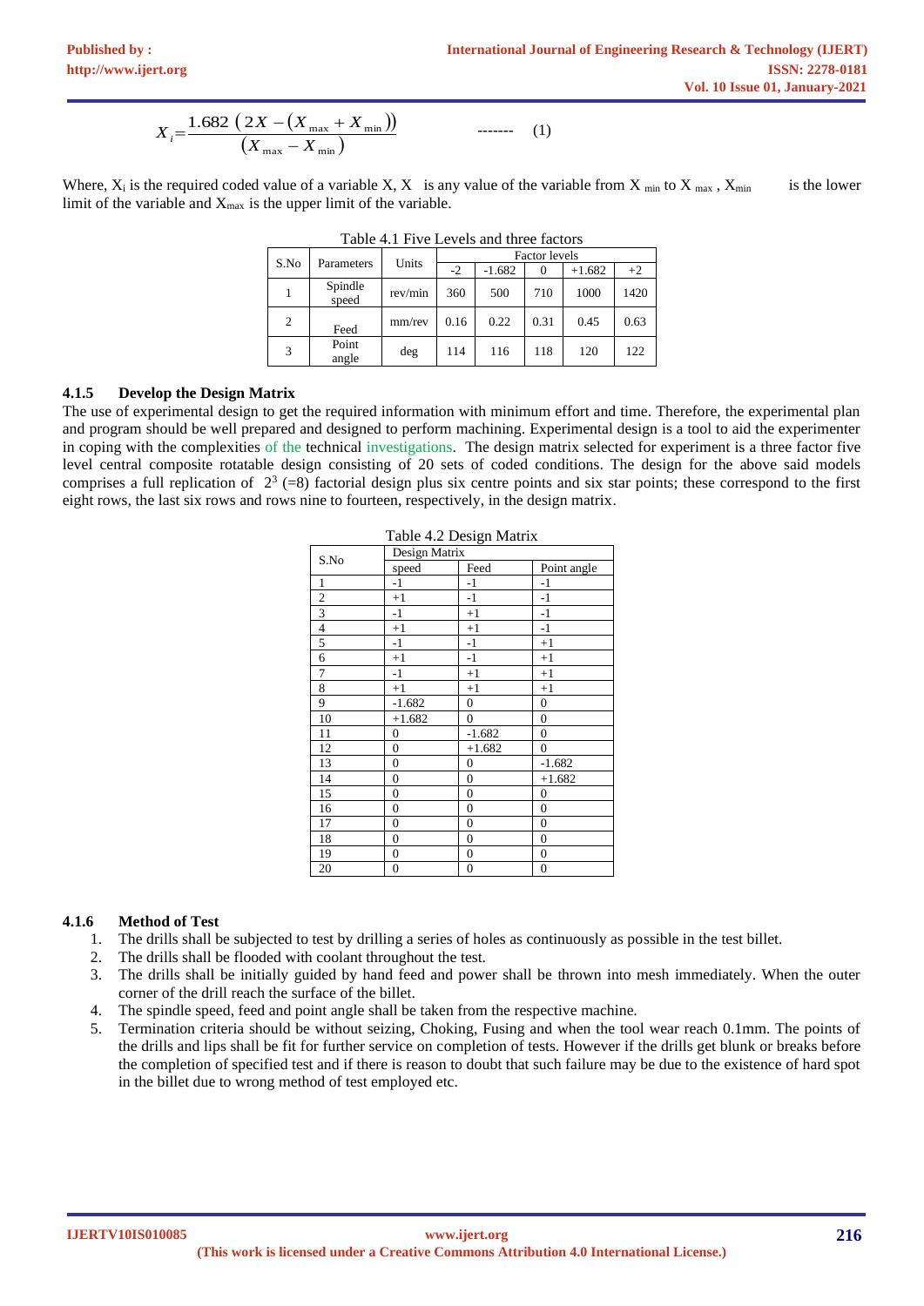$$X_i = \frac{1.682\ (2X - (X_{\max} + X_{\min}))}{(X_{\max} - X_{\min})} \quad \text{-------} \quad (1)$$

Where, $X_i$ is the required coded value of a variable X, X is any value of the variable from $X_{min}$ to $X_{max}$ , $X_{min}$ is the lower limit of the variable and $X_{max}$ is the upper limit of the variable.

Table 4.1 Five Levels and three factors

| S.No | Parameters | Units | Factor levels | | | | |
|---|---|---|---|---|---|---|---|
| | | | -2 | -1.682 | 0 | +1.682 | +2 |
| 1 | Spindle speed | rev/min | 360 | 500 | 710 | 1000 | 1420 |
| 2 | Feed | mm/rev | 0.16 | 0.22 | 0.31 | 0.45 | 0.63 |
| 3 | Point angle | deg | 114 | 116 | 118 | 120 | 122 |

### 4.1.5 Develop the Design Matrix

The use of experimental design to get the required information with minimum effort and time. Therefore, the experimental plan and program should be well prepared and designed to perform machining. Experimental design is a tool to aid the experimenter in coping with the complexities of the technical investigations. The design matrix selected for experiment is a three factor five level central composite rotatable design consisting of 20 sets of coded conditions. The design for the above said models comprises a full replication of $2^3$ (=8) factorial design plus six centre points and six star points; these correspond to the first eight rows, the last six rows and rows nine to fourteen, respectively, in the design matrix.

Table 4.2 Design Matrix

| S.No | Design Matrix | | |
|---|---|---|---|
| | speed | Feed | Point angle |
| 1 | -1 | -1 | -1 |
| 2 | +1 | -1 | -1 |
| 3 | -1 | +1 | -1 |
| 4 | +1 | +1 | -1 |
| 5 | -1 | -1 | +1 |
| 6 | +1 | -1 | +1 |
| 7 | -1 | +1 | +1 |
| 8 | +1 | +1 | +1 |
| 9 | -1.682 | 0 | 0 |
| 10 | +1.682 | 0 | 0 |
| 11 | 0 | -1.682 | 0 |
| 12 | 0 | +1.682 | 0 |
| 13 | 0 | 0 | -1.682 |
| 14 | 0 | 0 | +1.682 |
| 15 | 0 | 0 | 0 |
| 16 | 0 | 0 | 0 |
| 17 | 0 | 0 | 0 |
| 18 | 0 | 0 | 0 |
| 19 | 0 | 0 | 0 |
| 20 | 0 | 0 | 0 |

### 4.1.6 Method of Test

1. The drills shall be subjected to test by drilling a series of holes as continuously as possible in the test billet.
2. The drills shall be flooded with coolant throughout the test.
3. The drills shall be initially guided by hand feed and power shall be thrown into mesh immediately. When the outer corner of the drill reach the surface of the billet.
4. The spindle speed, feed and point angle shall be taken from the respective machine.
5. Termination criteria should be without seizing, Choking, Fusing and when the tool wear reach 0.1mm. The points of the drills and lips shall be fit for further service on completion of tests. However if the drills get blunk or breaks before the completion of specified test and if there is reason to doubt that such failure may be due to the existence of hard spot in the billet due to wrong method of test employed etc.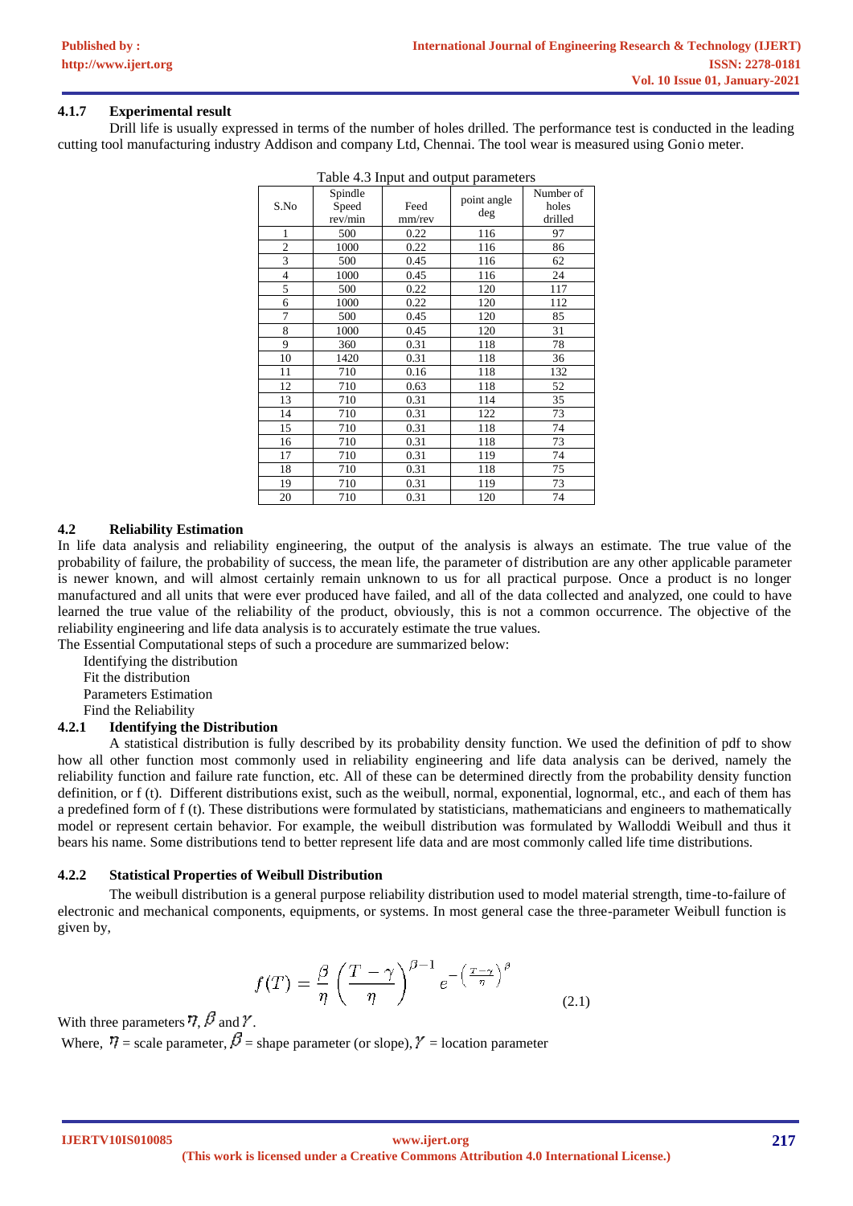### 4.1.7 Experimental result

Drill life is usually expressed in terms of the number of holes drilled. The performance test is conducted in the leading cutting tool manufacturing industry Addison and company Ltd, Chennai. The tool wear is measured using Gonio meter.

Table 4.3 Input and output parameters

| S.No | Spindle Speed rev/min | Feed mm/rev | point angle deg | Number of holes drilled |
|---|---|---|---|---|
| 1 | 500 | 0.22 | 116 | 97 |
| 2 | 1000 | 0.22 | 116 | 86 |
| 3 | 500 | 0.45 | 116 | 62 |
| 4 | 1000 | 0.45 | 116 | 24 |
| 5 | 500 | 0.22 | 120 | 117 |
| 6 | 1000 | 0.22 | 120 | 112 |
| 7 | 500 | 0.45 | 120 | 85 |
| 8 | 1000 | 0.45 | 120 | 31 |
| 9 | 360 | 0.31 | 118 | 78 |
| 10 | 1420 | 0.31 | 118 | 36 |
| 11 | 710 | 0.16 | 118 | 132 |
| 12 | 710 | 0.63 | 118 | 52 |
| 13 | 710 | 0.31 | 114 | 35 |
| 14 | 710 | 0.31 | 122 | 73 |
| 15 | 710 | 0.31 | 118 | 74 |
| 16 | 710 | 0.31 | 118 | 73 |
| 17 | 710 | 0.31 | 119 | 74 |
| 18 | 710 | 0.31 | 118 | 75 |
| 19 | 710 | 0.31 | 119 | 73 |
| 20 | 710 | 0.31 | 120 | 74 |

## 4.2 Reliability Estimation

In life data analysis and reliability engineering, the output of the analysis is always an estimate. The true value of the probability of failure, the probability of success, the mean life, the parameter of distribution are any other applicable parameter is newer known, and will almost certainly remain unknown to us for all practical purpose. Once a product is no longer manufactured and all units that were ever produced have failed, and all of the data collected and analyzed, one could to have learned the true value of the reliability of the product, obviously, this is not a common occurrence. The objective of the reliability engineering and life data analysis is to accurately estimate the true values.

The Essential Computational steps of such a procedure are summarized below:

Identifying the distribution
Fit the distribution
Parameters Estimation
Find the Reliability

### 4.2.1 Identifying the Distribution

A statistical distribution is fully described by its probability density function. We used the definition of pdf to show how all other function most commonly used in reliability engineering and life data analysis can be derived, namely the reliability function and failure rate function, etc. All of these can be determined directly from the probability density function definition, or f (t). Different distributions exist, such as the weibull, normal, exponential, lognormal, etc., and each of them has a predefined form of f (t). These distributions were formulated by statisticians, mathematicians and engineers to mathematically model or represent certain behavior. For example, the weibull distribution was formulated by Walloddi Weibull and thus it bears his name. Some distributions tend to better represent life data and are most commonly called life time distributions.

### 4.2.2 Statistical Properties of Weibull Distribution

The weibull distribution is a general purpose reliability distribution used to model material strength, time-to-failure of electronic and mechanical components, equipments, or systems. In most general case the three-parameter Weibull function is given by,

$$f(T) = \frac{\beta}{\eta}\left(\frac{T-\gamma}{\eta}\right)^{\beta-1} e^{-\left(\frac{T-\gamma}{\eta}\right)^{\beta}} \qquad (2.1)$$

With three parameters $\eta$, $\beta$ and $\gamma$.

Where, $\eta$ = scale parameter, $\beta$ = shape parameter (or slope), $\gamma$ = location parameter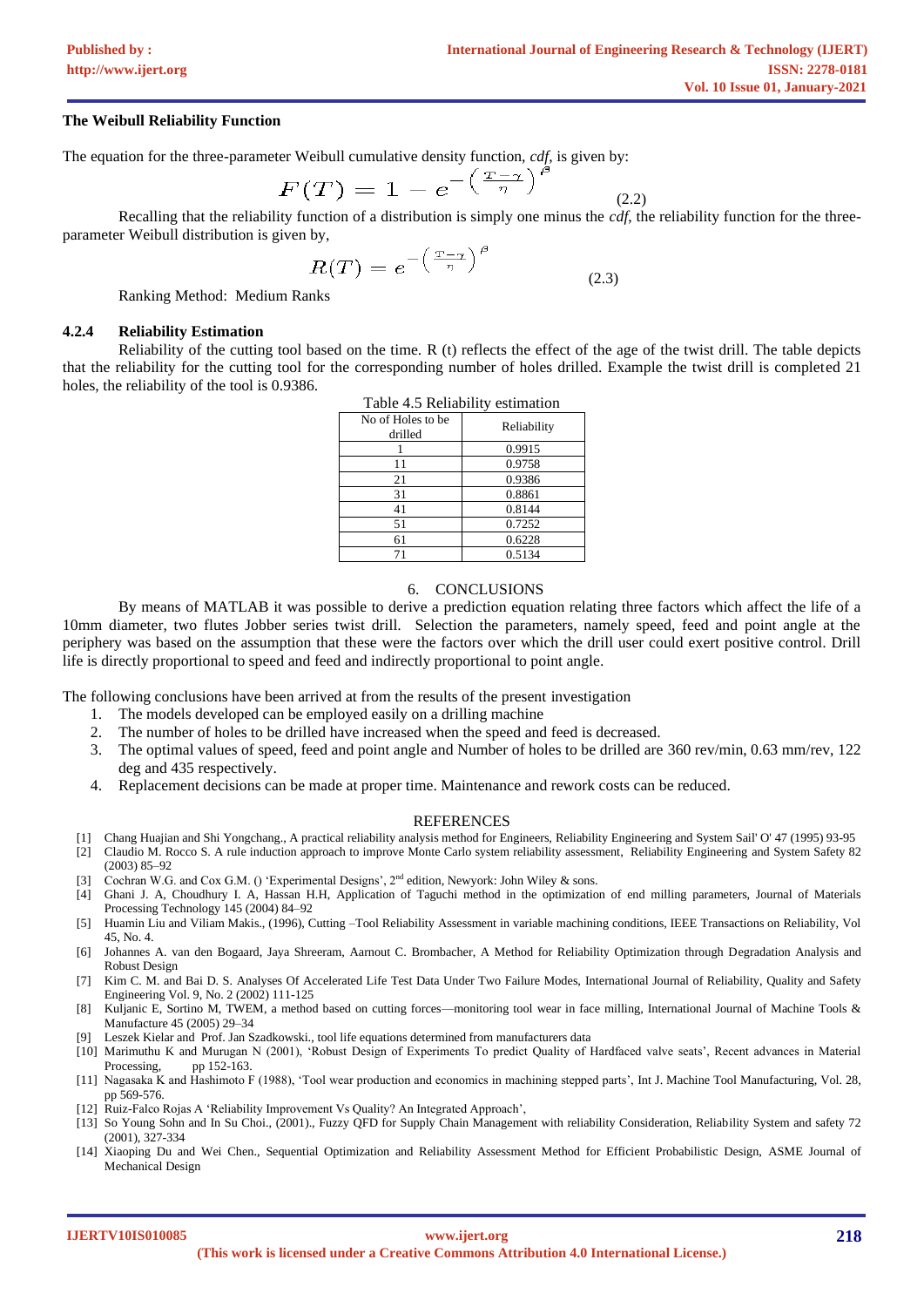### The Weibull Reliability Function

The equation for the three-parameter Weibull cumulative density function, *cdf*, is given by:

$$F(T) = 1 - e^{-\left(\frac{T-\gamma}{\eta}\right)^{\beta}} \tag{2.2}$$

Recalling that the reliability function of a distribution is simply one minus the *cdf*, the reliability function for the three-parameter Weibull distribution is given by,

$$R(T) = e^{-\left(\frac{T-\gamma}{\eta}\right)^{\beta}} \tag{2.3}$$

Ranking Method: Medium Ranks

### 4.2.4 Reliability Estimation

Reliability of the cutting tool based on the time. R (t) reflects the effect of the age of the twist drill. The table depicts that the reliability for the cutting tool for the corresponding number of holes drilled. Example the twist drill is completed 21 holes, the reliability of the tool is 0.9386.

Table 4.5 Reliability estimation

| No of Holes to be drilled | Reliability |
|---|---|
| 1 | 0.9915 |
| 11 | 0.9758 |
| 21 | 0.9386 |
| 31 | 0.8861 |
| 41 | 0.8144 |
| 51 | 0.7252 |
| 61 | 0.6228 |
| 71 | 0.5134 |

## 6. CONCLUSIONS

By means of MATLAB it was possible to derive a prediction equation relating three factors which affect the life of a 10mm diameter, two flutes Jobber series twist drill. Selection the parameters, namely speed, feed and point angle at the periphery was based on the assumption that these were the factors over which the drill user could exert positive control. Drill life is directly proportional to speed and feed and indirectly proportional to point angle.

The following conclusions have been arrived at from the results of the present investigation

1. The models developed can be employed easily on a drilling machine
2. The number of holes to be drilled have increased when the speed and feed is decreased.
3. The optimal values of speed, feed and point angle and Number of holes to be drilled are 360 rev/min, 0.63 mm/rev, 122 deg and 435 respectively.
4. Replacement decisions can be made at proper time. Maintenance and rework costs can be reduced.

## REFERENCES

[1] Chang Huajian and Shi Yongchang., A practical reliability analysis method for Engineers, Reliability Engineering and System Sail' O' 47 (1995) 93-95

[2] Claudio M. Rocco S. A rule induction approach to improve Monte Carlo system reliability assessment, Reliability Engineering and System Safety 82 (2003) 85–92

[3] Cochran W.G. and Cox G.M. () 'Experimental Designs', 2nd edition, Newyork: John Wiley & sons.

[4] Ghani J. A, Choudhury I. A, Hassan H.H, Application of Taguchi method in the optimization of end milling parameters, Journal of Materials Processing Technology 145 (2004) 84–92

[5] Huamin Liu and Viliam Makis., (1996), Cutting –Tool Reliability Assessment in variable machining conditions, IEEE Transactions on Reliability, Vol 45, No. 4.

[6] Johannes A. van den Bogaard, Jaya Shreeram, Aarnout C. Brombacher, A Method for Reliability Optimization through Degradation Analysis and Robust Design

[7] Kim C. M. and Bai D. S. Analyses Of Accelerated Life Test Data Under Two Failure Modes, International Journal of Reliability, Quality and Safety Engineering Vol. 9, No. 2 (2002) 111-125

[8] Kuljanic E, Sortino M, TWEM, a method based on cutting forces—monitoring tool wear in face milling, International Journal of Machine Tools & Manufacture 45 (2005) 29–34

[9] Leszek Kielar and Prof. Jan Szadkowski., tool life equations determined from manufacturers data

[10] Marimuthu K and Murugan N (2001), 'Robust Design of Experiments To predict Quality of Hardfaced valve seats', Recent advances in Material Processing, pp 152-163.

[11] Nagasaka K and Hashimoto F (1988), 'Tool wear production and economics in machining stepped parts', Int J. Machine Tool Manufacturing, Vol. 28, pp 569-576.

[12] Ruiz-Falco Rojas A 'Reliability Improvement Vs Quality? An Integrated Approach',

[13] So Young Sohn and In Su Choi., (2001)., Fuzzy QFD for Supply Chain Management with reliability Consideration, Reliability System and safety 72 (2001), 327-334

[14] Xiaoping Du and Wei Chen., Sequential Optimization and Reliability Assessment Method for Efficient Probabilistic Design, ASME Journal of Mechanical Design